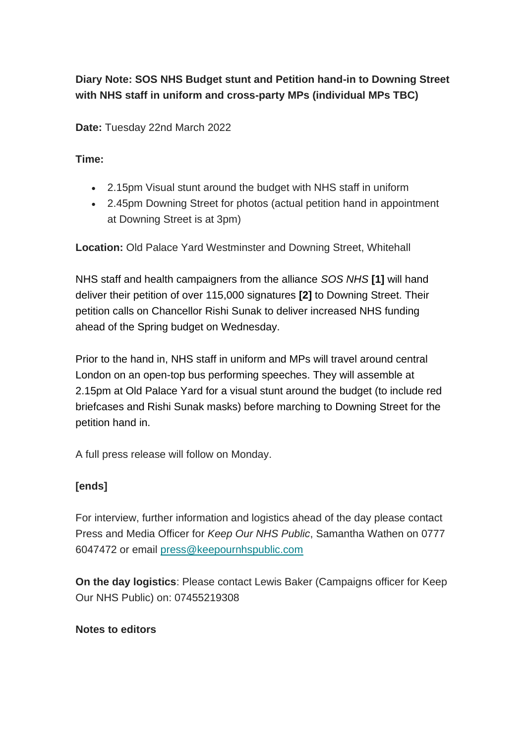**Diary Note: SOS NHS Budget stunt and Petition hand-in to Downing Street with NHS staff in uniform and cross-party MPs (individual MPs TBC)**

**Date:** Tuesday 22nd March 2022

**Time:**

- 2.15pm Visual stunt around the budget with NHS staff in uniform
- 2.45pm Downing Street for photos (actual petition hand in appointment at Downing Street is at 3pm)

**Location:** Old Palace Yard Westminster and Downing Street, Whitehall

NHS staff and health campaigners from the alliance *SOS NHS* **[1]** will hand deliver their petition of over 115,000 signatures **[2]** to Downing Street. Their petition calls on Chancellor Rishi Sunak to deliver increased NHS funding ahead of the Spring budget on Wednesday.

Prior to the hand in, NHS staff in uniform and MPs will travel around central London on an open-top bus performing speeches. They will assemble at 2.15pm at Old Palace Yard for a visual stunt around the budget (to include red briefcases and Rishi Sunak masks) before marching to Downing Street for the petition hand in.

A full press release will follow on Monday.

**[ends]**

For interview, further information and logistics ahead of the day please contact Press and Media Officer for *Keep Our NHS Public*, Samantha Wathen on 0777 6047472 or email press@keepournhspublic.com

**On the day logistics**: Please contact Lewis Baker (Campaigns officer for Keep Our NHS Public) on: 07455219308

**Notes to editors**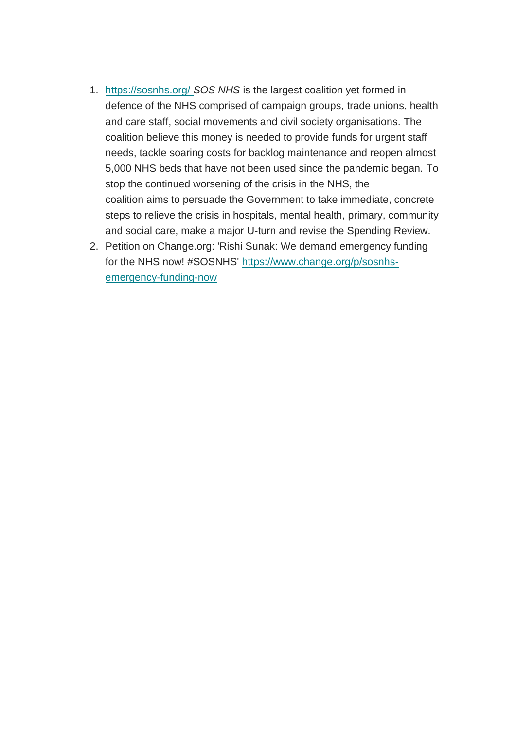1. https://sosnhs.org/ *SOS NHS* is the largest coalition yet formed in defence of the NHS comprised of campaign groups, trade unions, health and care staff, social movements and civil society organisations. The coalition believe this money is needed to provide funds for urgent staff needs, tackle soaring costs for backlog maintenance and reopen almost 5,000 NHS beds that have not been used since the pandemic began. To stop the continued worsening of the crisis in the NHS, the coalition aims to persuade the Government to take immediate, concrete steps to relieve the crisis in hospitals, mental health, primary, community and social care, make a major U-turn and revise the Spending Review.
2. Petition on Change.org: 'Rishi Sunak: We demand emergency funding for the NHS now! #SOSNHS' https://www.change.org/p/sosnhs-emergency-funding-now